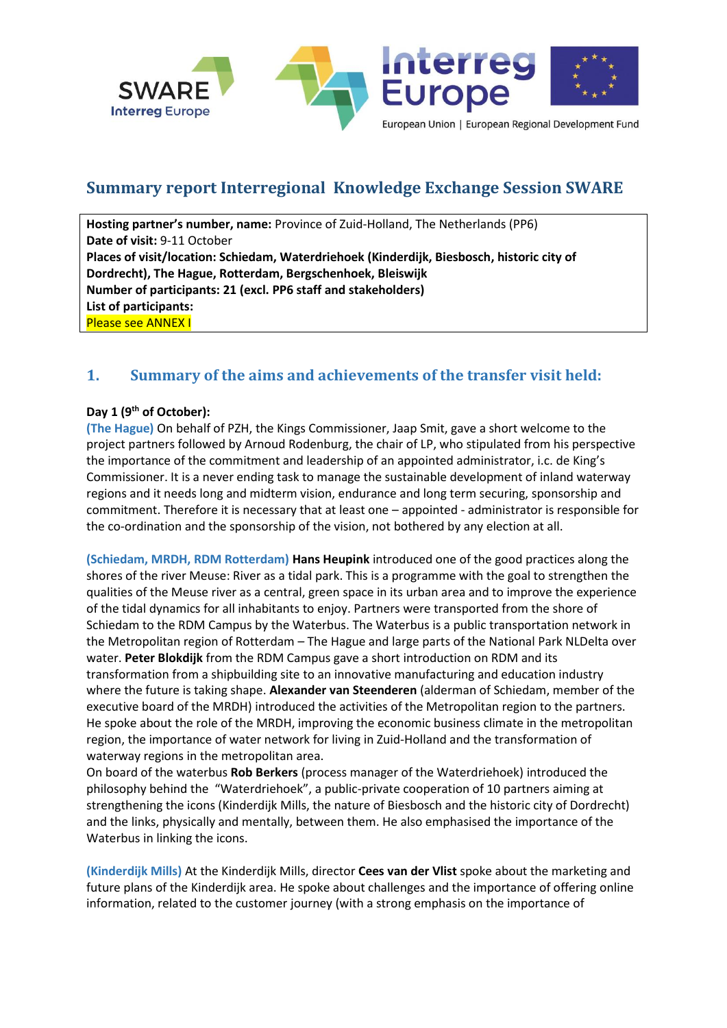# Summary report Interregional Knowledge Exchange Session SWARE

**Hosting partner's number, name:** Province of Zuid-Holland, The Netherlands (PP6)
**Date of visit:** 9-11 October
**Places of visit/location: Schiedam, Waterdriehoek (Kinderdijk, Biesbosch, historic city of Dordrecht), The Hague, Rotterdam, Bergschenhoek, Bleiswijk**
**Number of participants: 21 (excl. PP6 staff and stakeholders)**
**List of participants:**
Please see ANNEX I

## 1. Summary of the aims and achievements of the transfer visit held:

**Day 1 (9th of October):**

(The Hague) On behalf of PZH, the Kings Commissioner, Jaap Smit, gave a short welcome to the project partners followed by Arnoud Rodenburg, the chair of LP, who stipulated from his perspective the importance of the commitment and leadership of an appointed administrator, i.c. de King's Commissioner. It is a never ending task to manage the sustainable development of inland waterway regions and it needs long and midterm vision, endurance and long term securing, sponsorship and commitment. Therefore it is necessary that at least one – appointed - administrator is responsible for the co-ordination and the sponsorship of the vision, not bothered by any election at all.

(Schiedam, MRDH, RDM Rotterdam) **Hans Heupink** introduced one of the good practices along the shores of the river Meuse: River as a tidal park. This is a programme with the goal to strengthen the qualities of the Meuse river as a central, green space in its urban area and to improve the experience of the tidal dynamics for all inhabitants to enjoy. Partners were transported from the shore of Schiedam to the RDM Campus by the Waterbus. The Waterbus is a public transportation network in the Metropolitan region of Rotterdam – The Hague and large parts of the National Park NLDelta over water. **Peter Blokdijk** from the RDM Campus gave a short introduction on RDM and its transformation from a shipbuilding site to an innovative manufacturing and education industry where the future is taking shape. **Alexander van Steenderen** (alderman of Schiedam, member of the executive board of the MRDH) introduced the activities of the Metropolitan region to the partners. He spoke about the role of the MRDH, improving the economic business climate in the metropolitan region, the importance of water network for living in Zuid-Holland and the transformation of waterway regions in the metropolitan area.
On board of the waterbus **Rob Berkers** (process manager of the Waterdriehoek) introduced the philosophy behind the "Waterdriehoek", a public-private cooperation of 10 partners aiming at strengthening the icons (Kinderdijk Mills, the nature of Biesbosch and the historic city of Dordrecht) and the links, physically and mentally, between them. He also emphasised the importance of the Waterbus in linking the icons.

(Kinderdijk Mills) At the Kinderdijk Mills, director **Cees van der Vlist** spoke about the marketing and future plans of the Kinderdijk area. He spoke about challenges and the importance of offering online information, related to the customer journey (with a strong emphasis on the importance of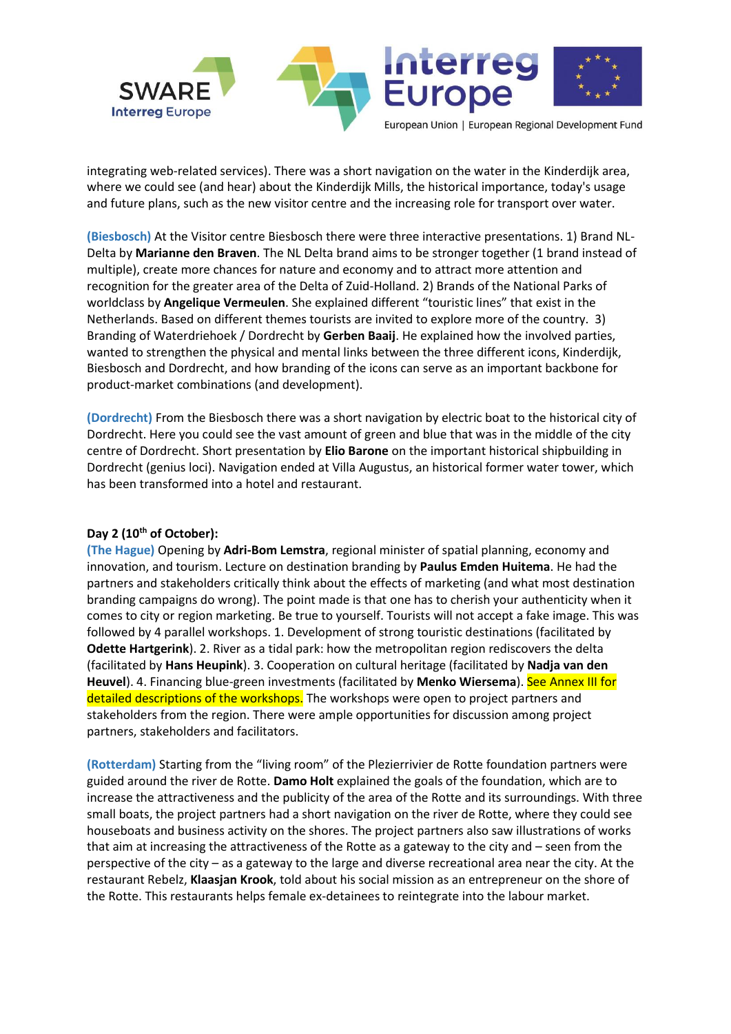integrating web-related services). There was a short navigation on the water in the Kinderdijk area, where we could see (and hear) about the Kinderdijk Mills, the historical importance, today's usage and future plans, such as the new visitor centre and the increasing role for transport over water.

**(Biesbosch)** At the Visitor centre Biesbosch there were three interactive presentations. 1) Brand NL-Delta by **Marianne den Braven**. The NL Delta brand aims to be stronger together (1 brand instead of multiple), create more chances for nature and economy and to attract more attention and recognition for the greater area of the Delta of Zuid-Holland. 2) Brands of the National Parks of worldclass by **Angelique Vermeulen**. She explained different "touristic lines" that exist in the Netherlands. Based on different themes tourists are invited to explore more of the country. 3) Branding of Waterdriehoek / Dordrecht by **Gerben Baaij**. He explained how the involved parties, wanted to strengthen the physical and mental links between the three different icons, Kinderdijk, Biesbosch and Dordrecht, and how branding of the icons can serve as an important backbone for product-market combinations (and development).

**(Dordrecht)** From the Biesbosch there was a short navigation by electric boat to the historical city of Dordrecht. Here you could see the vast amount of green and blue that was in the middle of the city centre of Dordrecht. Short presentation by **Elio Barone** on the important historical shipbuilding in Dordrecht (genius loci). Navigation ended at Villa Augustus, an historical former water tower, which has been transformed into a hotel and restaurant.

**Day 2 (10th of October):**

**(The Hague)** Opening by **Adri-Bom Lemstra**, regional minister of spatial planning, economy and innovation, and tourism. Lecture on destination branding by **Paulus Emden Huitema**. He had the partners and stakeholders critically think about the effects of marketing (and what most destination branding campaigns do wrong). The point made is that one has to cherish your authenticity when it comes to city or region marketing. Be true to yourself. Tourists will not accept a fake image. This was followed by 4 parallel workshops. 1. Development of strong touristic destinations (facilitated by **Odette Hartgerink**). 2. River as a tidal park: how the metropolitan region rediscovers the delta (facilitated by **Hans Heupink**). 3. Cooperation on cultural heritage (facilitated by **Nadja van den Heuvel**). 4. Financing blue-green investments (facilitated by **Menko Wiersema**). See Annex III for detailed descriptions of the workshops. The workshops were open to project partners and stakeholders from the region. There were ample opportunities for discussion among project partners, stakeholders and facilitators.

**(Rotterdam)** Starting from the "living room" of the Plezierrivier de Rotte foundation partners were guided around the river de Rotte. **Damo Holt** explained the goals of the foundation, which are to increase the attractiveness and the publicity of the area of the Rotte and its surroundings. With three small boats, the project partners had a short navigation on the river de Rotte, where they could see houseboats and business activity on the shores. The project partners also saw illustrations of works that aim at increasing the attractiveness of the Rotte as a gateway to the city and – seen from the perspective of the city – as a gateway to the large and diverse recreational area near the city. At the restaurant Rebelz, **Klaasjan Krook**, told about his social mission as an entrepreneur on the shore of the Rotte. This restaurants helps female ex-detainees to reintegrate into the labour market.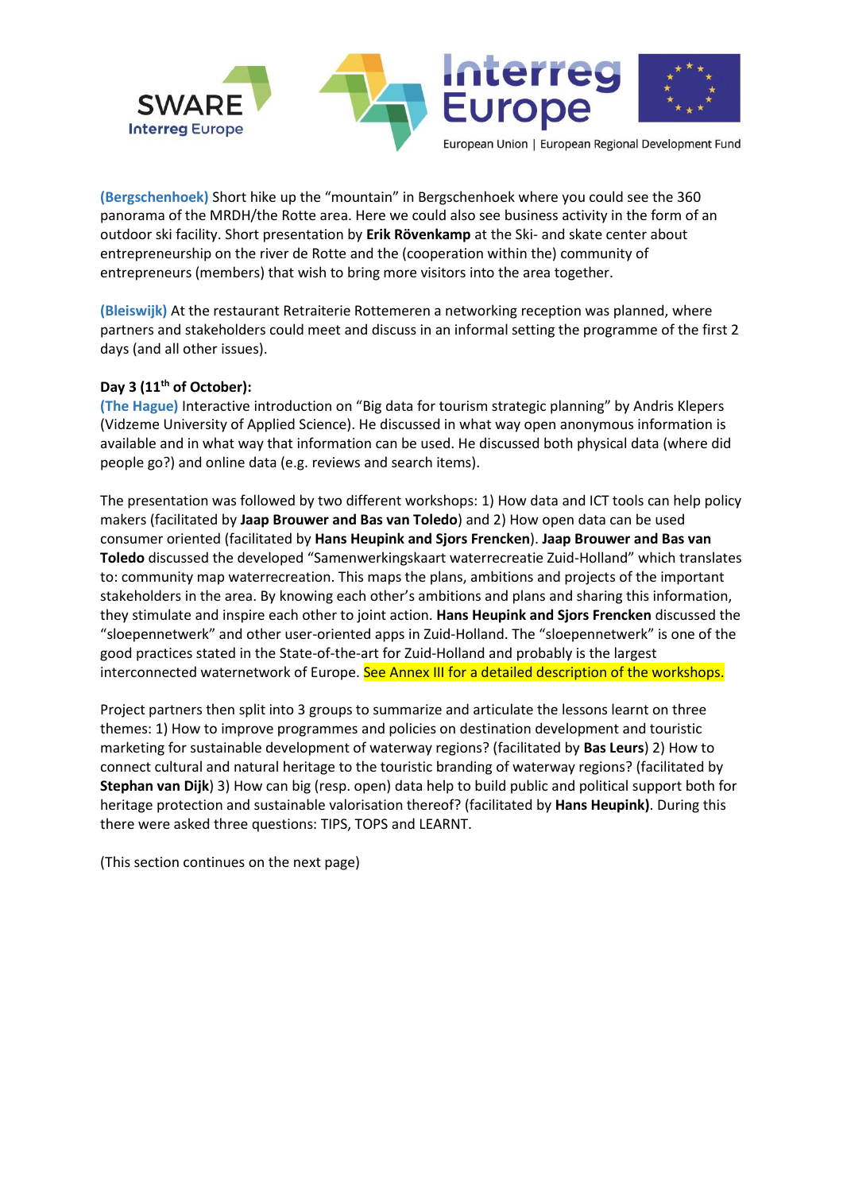**(Bergschenhoek)** Short hike up the "mountain" in Bergschenhoek where you could see the 360 panorama of the MRDH/the Rotte area. Here we could also see business activity in the form of an outdoor ski facility. Short presentation by **Erik Rövenkamp** at the Ski- and skate center about entrepreneurship on the river de Rotte and the (cooperation within the) community of entrepreneurs (members) that wish to bring more visitors into the area together.

**(Bleiswijk)** At the restaurant Retraiterie Rottemeren a networking reception was planned, where partners and stakeholders could meet and discuss in an informal setting the programme of the first 2 days (and all other issues).

**Day 3 (11th of October):**
**(The Hague)** Interactive introduction on "Big data for tourism strategic planning" by Andris Klepers (Vidzeme University of Applied Science). He discussed in what way open anonymous information is available and in what way that information can be used. He discussed both physical data (where did people go?) and online data (e.g. reviews and search items).

The presentation was followed by two different workshops: 1) How data and ICT tools can help policy makers (facilitated by **Jaap Brouwer and Bas van Toledo**) and 2) How open data can be used consumer oriented (facilitated by **Hans Heupink and Sjors Frencken**). **Jaap Brouwer and Bas van Toledo** discussed the developed "Samenwerkingskaart waterrecreatie Zuid-Holland" which translates to: community map waterrecreation. This maps the plans, ambitions and projects of the important stakeholders in the area. By knowing each other's ambitions and plans and sharing this information, they stimulate and inspire each other to joint action. **Hans Heupink and Sjors Frencken** discussed the "sloepennetwerk" and other user-oriented apps in Zuid-Holland. The "sloepennetwerk" is one of the good practices stated in the State-of-the-art for Zuid-Holland and probably is the largest interconnected waternetwork of Europe. See Annex III for a detailed description of the workshops.

Project partners then split into 3 groups to summarize and articulate the lessons learnt on three themes: 1) How to improve programmes and policies on destination development and touristic marketing for sustainable development of waterway regions? (facilitated by **Bas Leurs**) 2) How to connect cultural and natural heritage to the touristic branding of waterway regions? (facilitated by **Stephan van Dijk**) 3) How can big (resp. open) data help to build public and political support both for heritage protection and sustainable valorisation thereof? (facilitated by **Hans Heupink**). During this there were asked three questions: TIPS, TOPS and LEARNT.

(This section continues on the next page)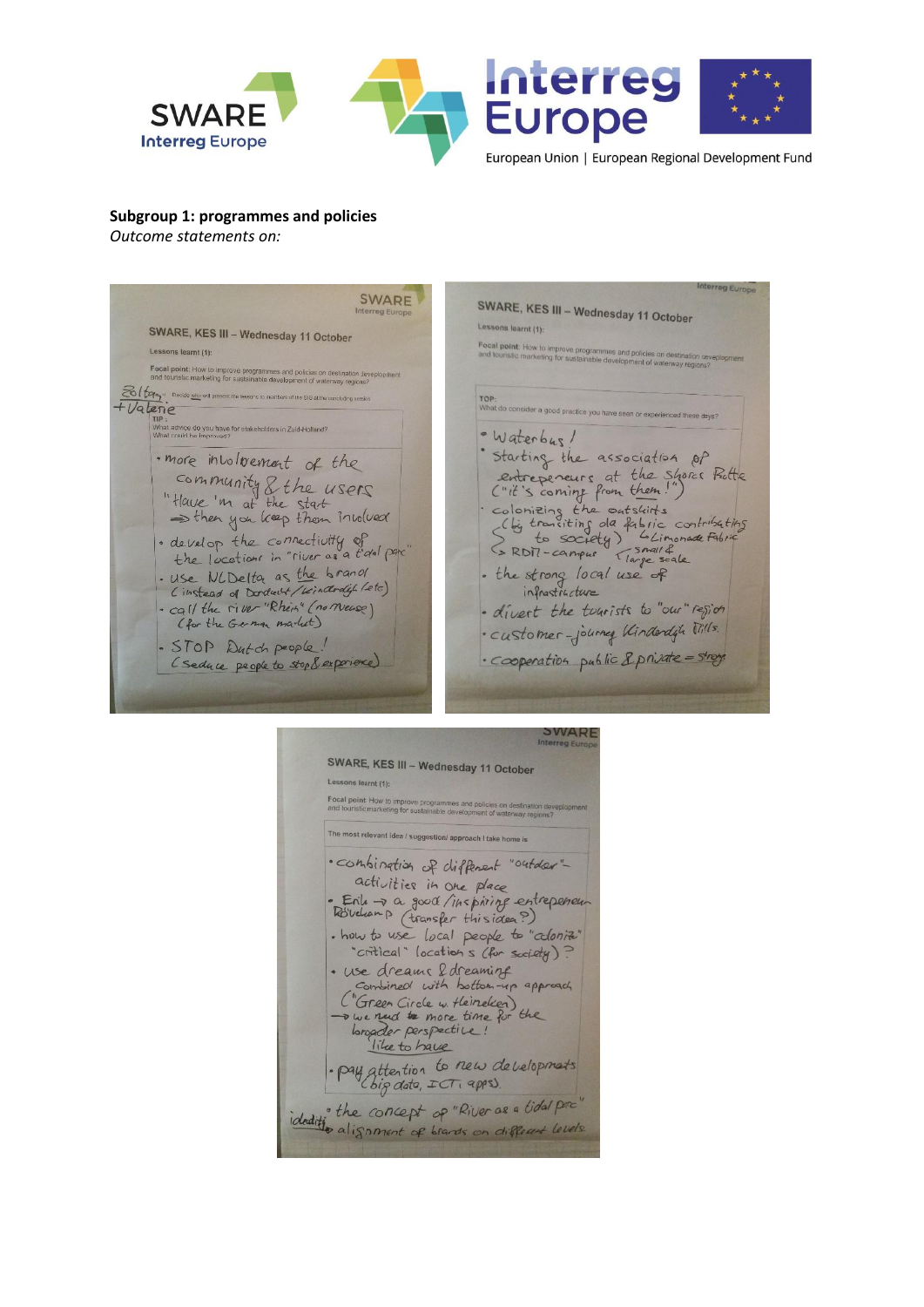**Subgroup 1: programmes and policies**

*Outcome statements on:*

SWARE, KES III – Wednesday 11 October

Lessons learnt (1):

Focal point: How to improve programmes and policies on destination development and touristic marketing for sustainable development of waterway regions?

Zoltan + Valerie

TIP: What advice do you have for stakeholders in Zuid-Holland? What could be improved?

- more involvement of the community & the users "Have 'm at the start ⇒ then you keep them involved
- develop the connectivity of the locations in "river as a tidal parc"
- use NLDelta as the brand (instead of Dordrecht/Kinderdijk/etc)
- call the river "Rhein" (no Meuse) (for the German market)
- STOP Dutch people! (Seduce people to stop & experience)

SWARE, KES III – Wednesday 11 October

Lessons learnt (1):

Focal point: How to improve programmes and policies on destination development and touristic marketing for sustainable development of waterway regions?

TOP: What do consider a good practice you have seen or experienced these days?

- Waterbus!
- Starting the association of entrepreneurs at the shores Rotte ("it's coming from them!")
- colonizing the outskirts (by transiting old fabric contributing to society) → Limonade Fabric, → RDM-campus (small & large scale)
- the strong local use of infrastructure
- divert the tourists to "our" region
- customer-journey Kinderdijk tills
- cooperation public & private = strong

SWARE, KES III – Wednesday 11 October

Lessons learnt (1):

Focal point: How to improve programmes and policies on destination development and touristic marketing for sustainable development of waterway regions?

The most relevant idea / suggestion/ approach I take home is

- combination of different "outdoor"-activities in one place
- Erik → a good/inspiring entrepreneur Röveleamp (transfer this idea?)
- how to use local people to "colonize" "critical" locations (for society)?
- use dreams & dreaming combined with bottom-up approach ("Green Circle w. Heineken) → we need more time for the broader perspective! like to have
- pay attention to new developments (big data, ICT, apps)
- the concept of "River as a tidal parc"
- identity alignment of brands on different levels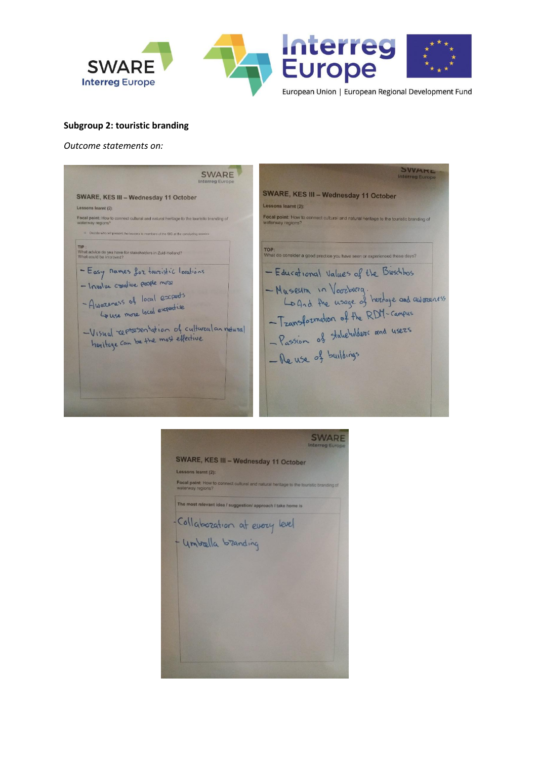**Subgroup 2: touristic branding**

*Outcome statements on:*

SWARE, KES III – Wednesday 11 October

Lessons learnt (2):

Focal point: How to connect cultural and natural heritage to the touristic branding of waterway regions?

- Decide who will present the lessons to members of the SG at the concluding session

TIP:
What advice do you have for stakeholders in Zuid-Holland?
What could be improved?

- Easy names for touristic locations
- Involve creative people more
- Awareness of local experts
  - ↳ use more local expertise
- Visual representation of cultural an natural heritage can be the most effective

SWARE, KES III – Wednesday 11 October

Lessons learnt (2):

Focal point: How to connect cultural and natural heritage to the touristic branding of waterway regions?

TOP:
What do consider a good practice you have seen or experienced these days?

- Educational values of the Biesbos
- Museum in Voorburg
  - ↳ And the usage of heritage and awareness
- Transformation of the RDM-Campus
- Passion of stakeholders and users
- Re use of buildings

SWARE, KES III – Wednesday 11 October

Lessons learnt (2):

Focal point: How to connect cultural and natural heritage to the touristic branding of waterway regions?

The most relevant idea / suggestion/ approach I take home is

- Collaboration at every level
- Umbrella branding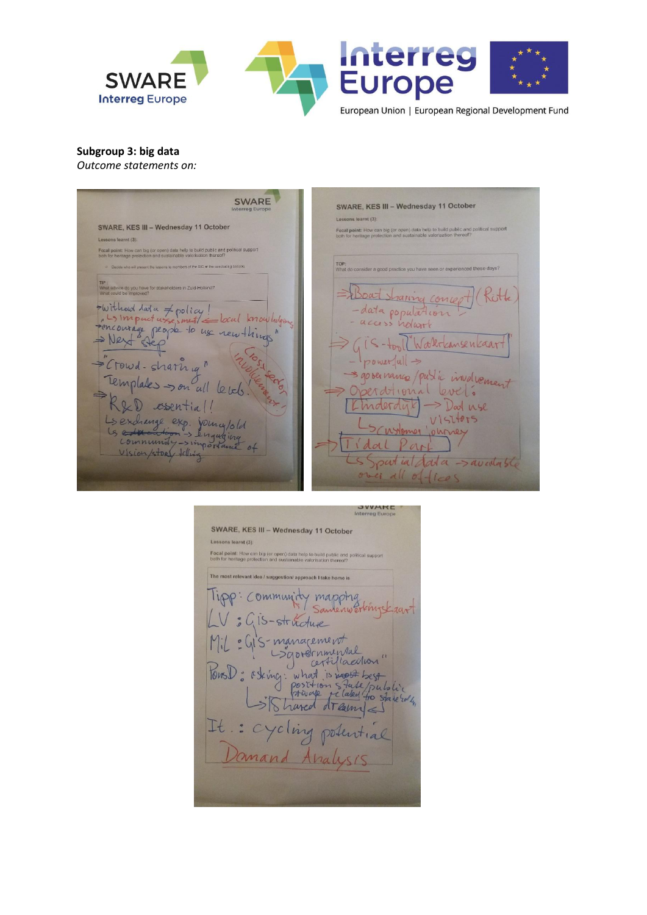**Subgroup 3: big data**

*Outcome statements on:*

SWARE, KES III – Wednesday 11 October

Lessons learnt (3):

Focal point: How can big (or open) data help to build public and political support both for heritage protection and sustainable valorisation thereof?

TIP: What advice do you have for stakeholders in Zuid-Holland? What could be improved?

- without data ≠ policy!
  - impact assessment ⇐ local knowledge
- "encourage people to use new things"
- ⇒ Next step
- → "Crowd-sharing" Templates → on all levels.
- ⇒ R&D essential!
  - exchange exp. young/old
  - → engaging community → importance of vision/story telling
- Cross sector involvement!

SWARE, KES III – Wednesday 11 October

Lessons learnt (3):

Focal point: How can big (or open) data help to build public and political support both for heritage protection and sustainable valorisation thereof?

TOP: What do consider a good practice you have seen or experienced these days?

- ⇒ Boat sharing concept (Rotte)
  - data population
  - access network
- ⇒ GIS-tool "Waterkansenkaart"
  - powerfull →
  - → governance / public involvement
- ⇒ Operational level:
  - Kinderdijk → Data use visitors
  - customer journey
- ⇒ Tidal Park
  - Spatial data → available over all offices

SWARE, KES III – Wednesday 11 October

Lessons learnt (3):

Focal point: How can big (or open) data help to build public and political support both for heritage protection and sustainable valorisation thereof?

The most relevant idea / suggestion/ approach I take home is

- Tipp: community mapping ↳ Samenwerkingskaart
- LV: GIS-structure
- MiL: GIS-management
  - ↳ governmental "certification"
- PonsD: asking: what is best position state/public private related to stakeholder
  - ↳ shared dream
- It.: cycling potential
- Demand Analysis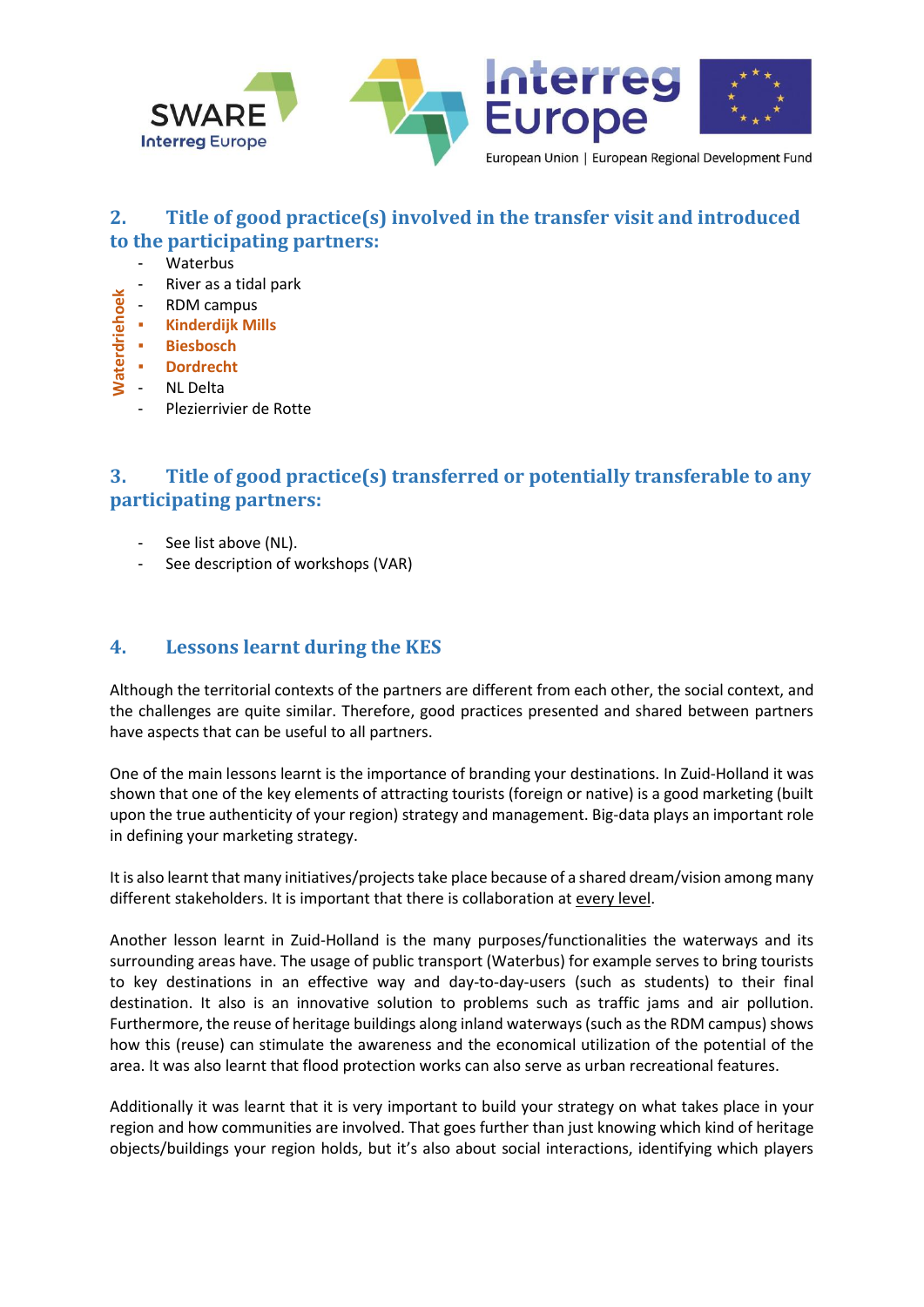## 2. Title of good practice(s) involved in the transfer visit and introduced to the participating partners:

- Waterbus
- River as a tidal park
- RDM campus
- **Kinderdijk Mills**
- **Biesbosch**
- **Dordrecht**
- NL Delta
- Plezierrivier de Rotte

Waterdriehoek

## 3. Title of good practice(s) transferred or potentially transferable to any participating partners:

- See list above (NL).
- See description of workshops (VAR)

## 4. Lessons learnt during the KES

Although the territorial contexts of the partners are different from each other, the social context, and the challenges are quite similar. Therefore, good practices presented and shared between partners have aspects that can be useful to all partners.

One of the main lessons learnt is the importance of branding your destinations. In Zuid-Holland it was shown that one of the key elements of attracting tourists (foreign or native) is a good marketing (built upon the true authenticity of your region) strategy and management. Big-data plays an important role in defining your marketing strategy.

It is also learnt that many initiatives/projects take place because of a shared dream/vision among many different stakeholders. It is important that there is collaboration at every level.

Another lesson learnt in Zuid-Holland is the many purposes/functionalities the waterways and its surrounding areas have. The usage of public transport (Waterbus) for example serves to bring tourists to key destinations in an effective way and day-to-day-users (such as students) to their final destination. It also is an innovative solution to problems such as traffic jams and air pollution. Furthermore, the reuse of heritage buildings along inland waterways (such as the RDM campus) shows how this (reuse) can stimulate the awareness and the economical utilization of the potential of the area. It was also learnt that flood protection works can also serve as urban recreational features.

Additionally it was learnt that it is very important to build your strategy on what takes place in your region and how communities are involved. That goes further than just knowing which kind of heritage objects/buildings your region holds, but it's also about social interactions, identifying which players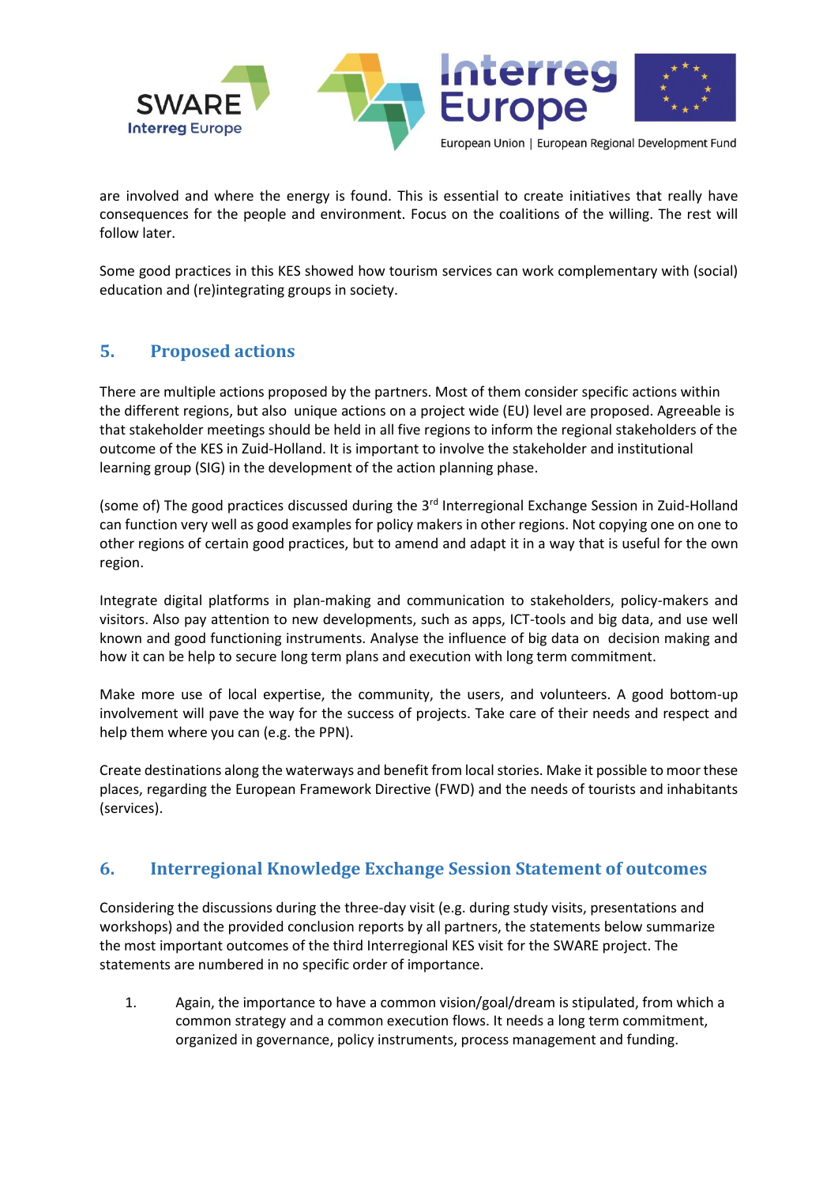are involved and where the energy is found. This is essential to create initiatives that really have consequences for the people and environment. Focus on the coalitions of the willing. The rest will follow later.

Some good practices in this KES showed how tourism services can work complementary with (social) education and (re)integrating groups in society.

## 5. Proposed actions

There are multiple actions proposed by the partners. Most of them consider specific actions within the different regions, but also unique actions on a project wide (EU) level are proposed. Agreeable is that stakeholder meetings should be held in all five regions to inform the regional stakeholders of the outcome of the KES in Zuid-Holland. It is important to involve the stakeholder and institutional learning group (SIG) in the development of the action planning phase.

(some of) The good practices discussed during the 3rd Interregional Exchange Session in Zuid-Holland can function very well as good examples for policy makers in other regions. Not copying one on one to other regions of certain good practices, but to amend and adapt it in a way that is useful for the own region.

Integrate digital platforms in plan-making and communication to stakeholders, policy-makers and visitors. Also pay attention to new developments, such as apps, ICT-tools and big data, and use well known and good functioning instruments. Analyse the influence of big data on decision making and how it can be help to secure long term plans and execution with long term commitment.

Make more use of local expertise, the community, the users, and volunteers. A good bottom-up involvement will pave the way for the success of projects. Take care of their needs and respect and help them where you can (e.g. the PPN).

Create destinations along the waterways and benefit from local stories. Make it possible to moor these places, regarding the European Framework Directive (FWD) and the needs of tourists and inhabitants (services).

## 6. Interregional Knowledge Exchange Session Statement of outcomes

Considering the discussions during the three-day visit (e.g. during study visits, presentations and workshops) and the provided conclusion reports by all partners, the statements below summarize the most important outcomes of the third Interregional KES visit for the SWARE project. The statements are numbered in no specific order of importance.

1. Again, the importance to have a common vision/goal/dream is stipulated, from which a common strategy and a common execution flows. It needs a long term commitment, organized in governance, policy instruments, process management and funding.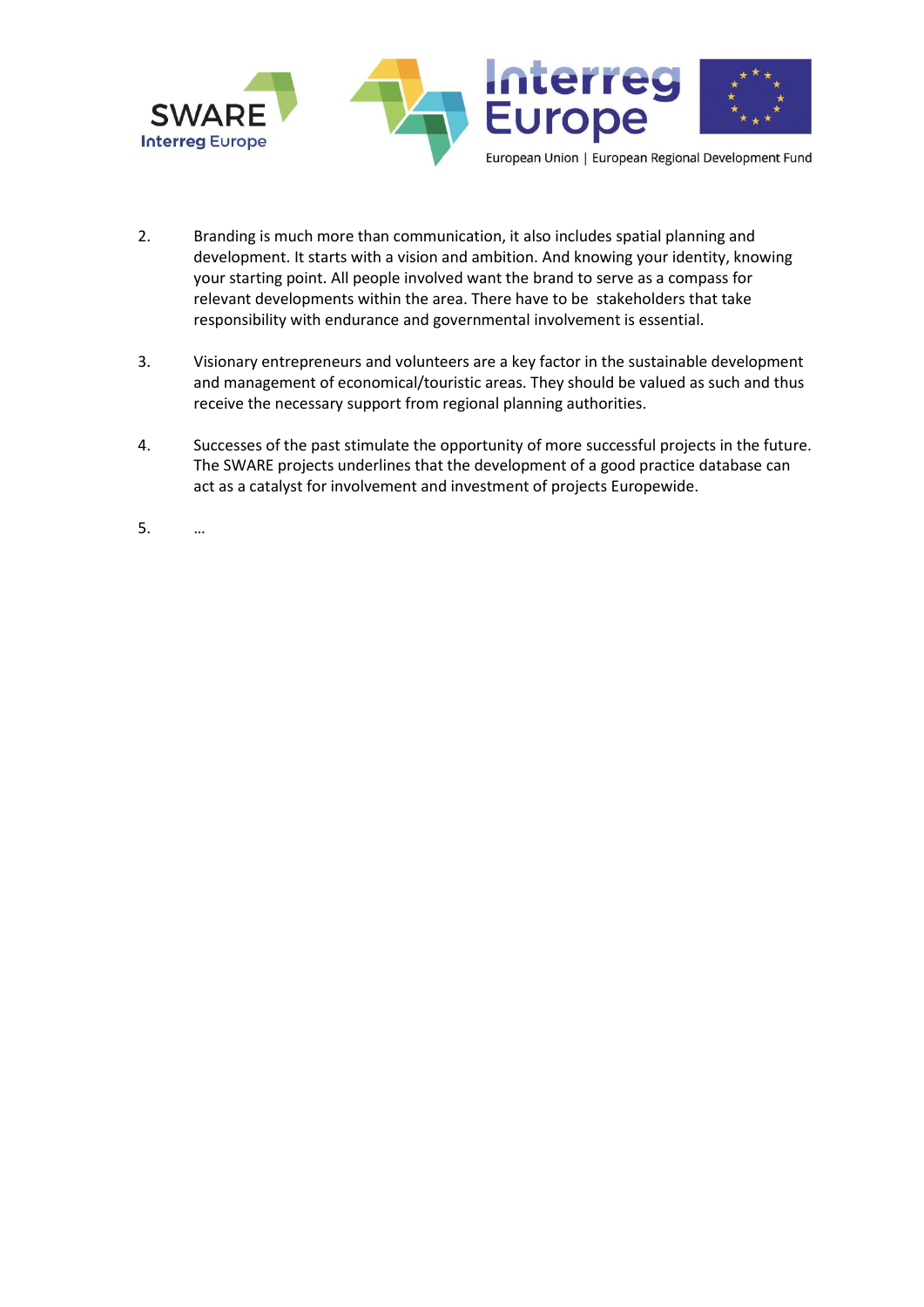2. Branding is much more than communication, it also includes spatial planning and development. It starts with a vision and ambition. And knowing your identity, knowing your starting point. All people involved want the brand to serve as a compass for relevant developments within the area. There have to be stakeholders that take responsibility with endurance and governmental involvement is essential.

3. Visionary entrepreneurs and volunteers are a key factor in the sustainable development and management of economical/touristic areas. They should be valued as such and thus receive the necessary support from regional planning authorities.

4. Successes of the past stimulate the opportunity of more successful projects in the future. The SWARE projects underlines that the development of a good practice database can act as a catalyst for involvement and investment of projects Europewide.

5. …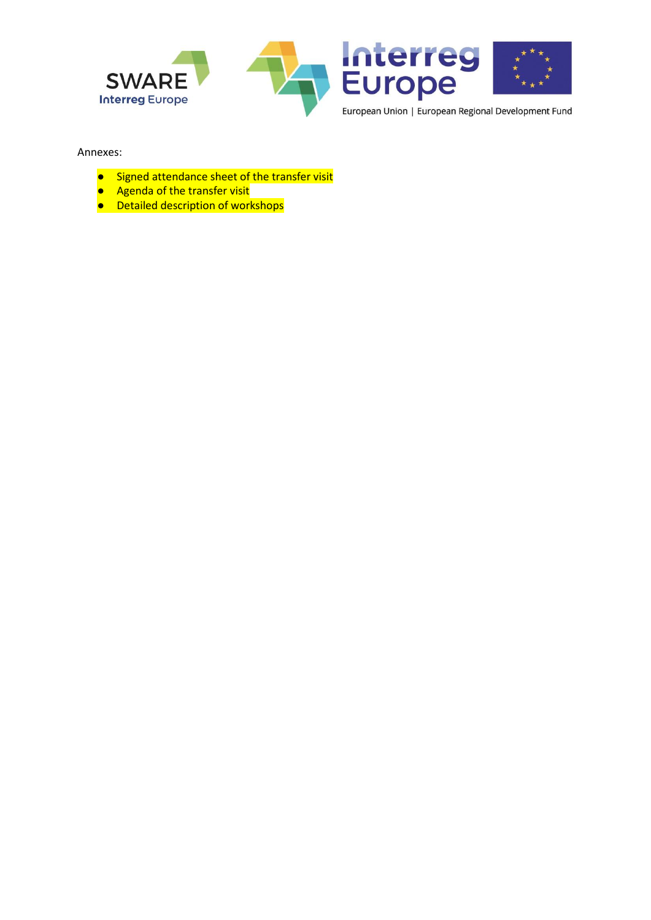Annexes:

- Signed attendance sheet of the transfer visit
- Agenda of the transfer visit
- Detailed description of workshops